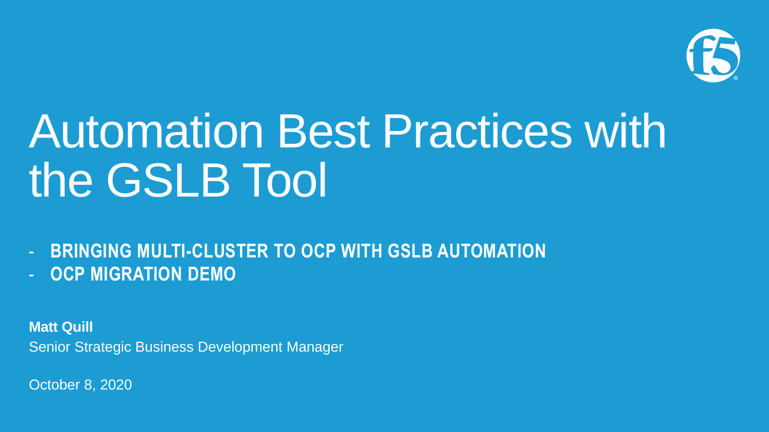# Automation Best Practices with the GSLB Tool

- **BRINGING MULTI-CLUSTER TO OCP WITH GSLB AUTOMATION**
- **OCP MIGRATION DEMO**

**Matt Quill**

Senior Strategic Business Development Manager

October 8, 2020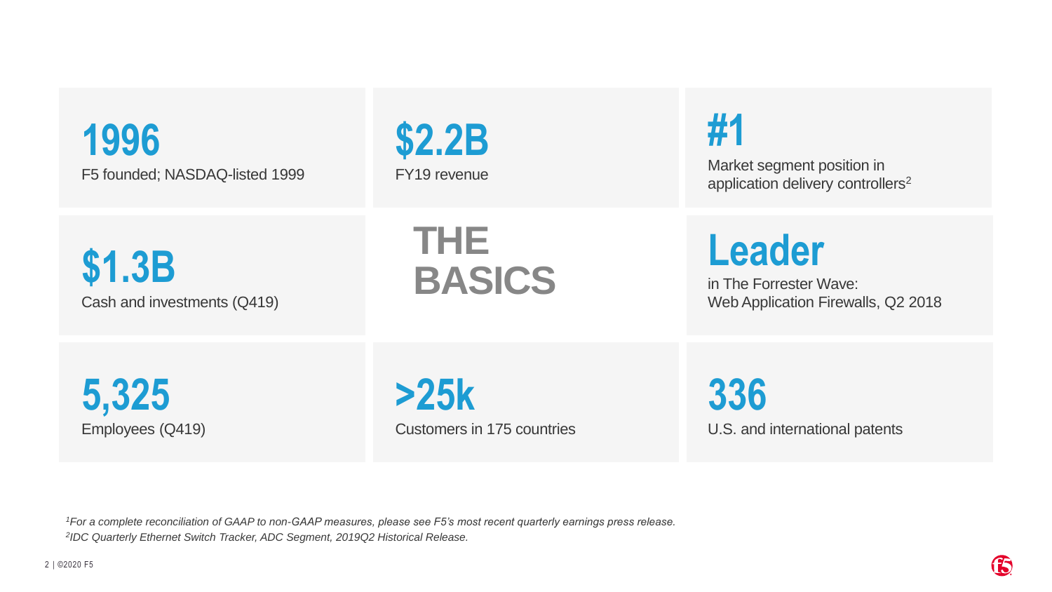# THE BASICS

**1996**
F5 founded; NASDAQ-listed 1999

**$2.2B**
FY19 revenue

**#1**
Market segment position in application delivery controllers[2]

**$1.3B**
Cash and investments (Q419)

**Leader**
in The Forrester Wave: Web Application Firewalls, Q2 2018

**5,325**
Employees (Q419)

**>25k**
Customers in 175 countries

**336**
U.S. and international patents

*[1]For a complete reconciliation of GAAP to non-GAAP measures, please see F5's most recent quarterly earnings press release.*
*[2]IDC Quarterly Ethernet Switch Tracker, ADC Segment, 2019Q2 Historical Release.*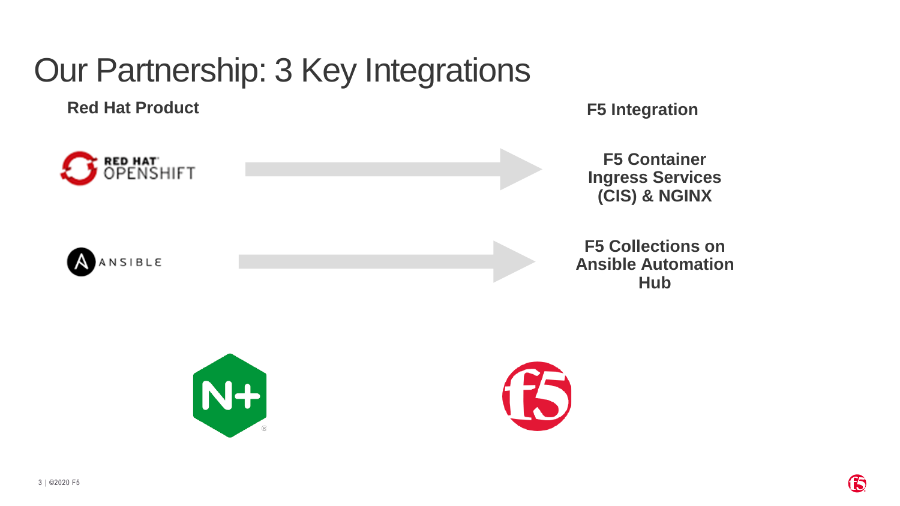# Our Partnership: 3 Key Integrations

| Red Hat Product | F5 Integration |
| --- | --- |
| RED HAT OPENSHIFT | F5 Container Ingress Services (CIS) & NGINX |
| ANSIBLE | F5 Collections on Ansible Automation Hub |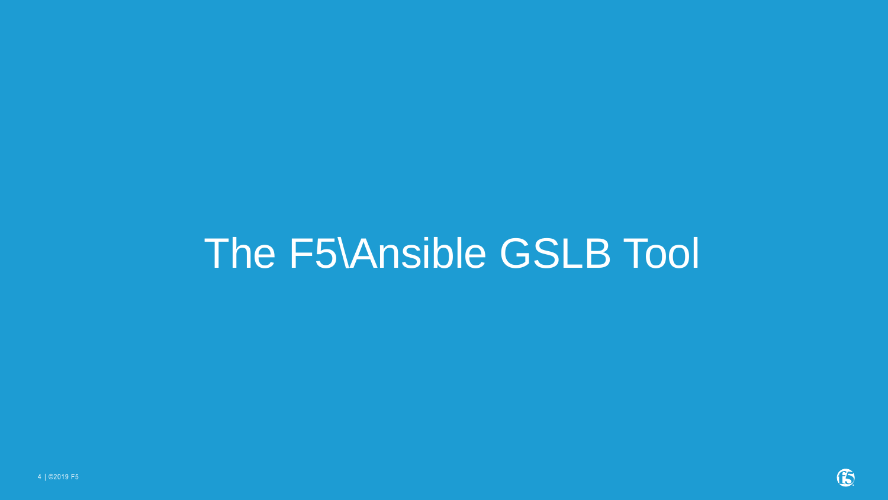# The F5\Ansible GSLB Tool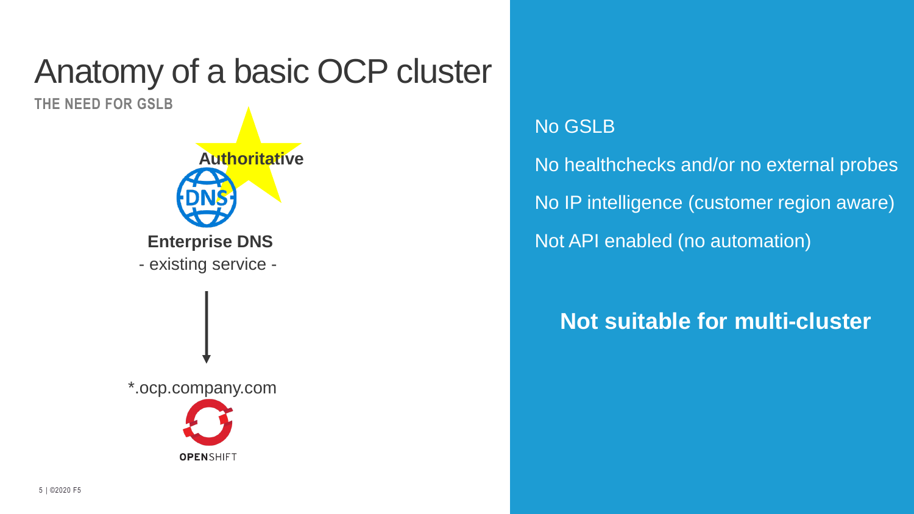# Anatomy of a basic OCP cluster

**THE NEED FOR GSLB**

**Authoritative**

**Enterprise DNS**

- existing service -

*.ocp.company.com

OPENSHIFT

No GSLB

No healthchecks and/or no external probes

No IP intelligence (customer region aware)

Not API enabled (no automation)

**Not suitable for multi-cluster**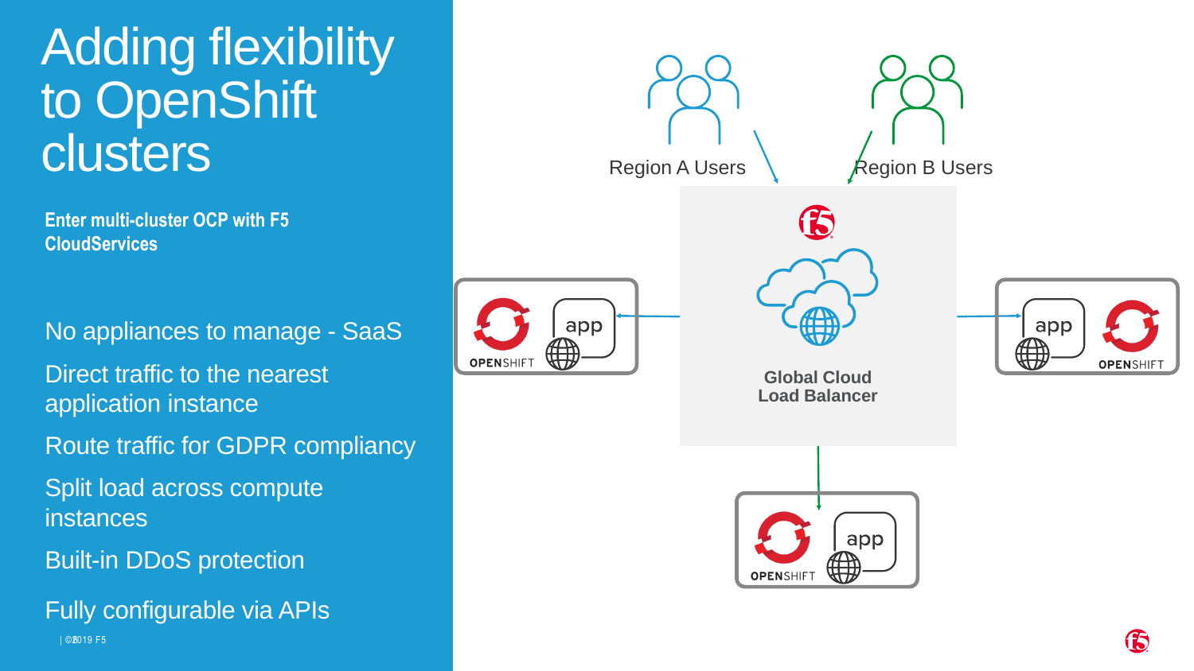# Adding flexibility to OpenShift clusters

**Enter multi-cluster OCP with F5 CloudServices**

- No appliances to manage - SaaS
- Direct traffic to the nearest application instance
- Route traffic for GDPR compliancy
- Split load across compute instances
- Built-in DDoS protection
- Fully configurable via APIs

Region A Users

Region B Users

Global Cloud Load Balancer

app

OPENSHIFT

app

OPENSHIFT

app

OPENSHIFT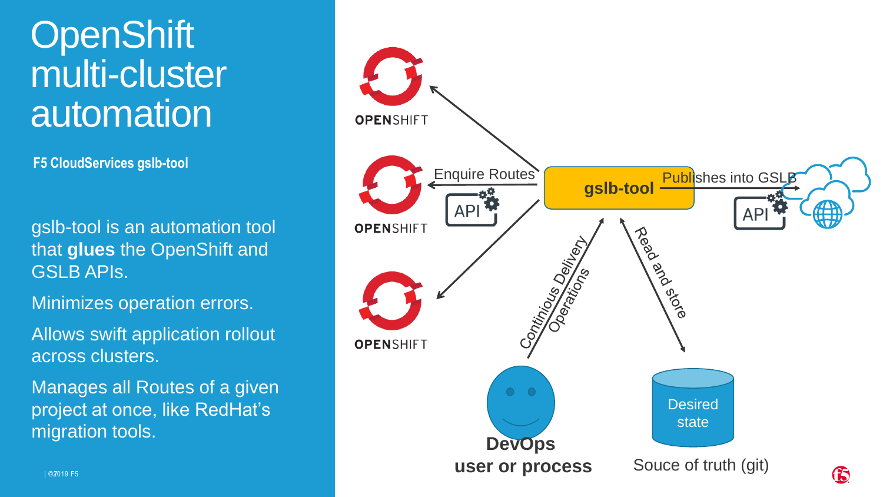# OpenShift multi-cluster automation

**F5 CloudServices gslb-tool**

gslb-tool is an automation tool that **glues** the OpenShift and GSLB APIs.

Minimizes operation errors.

Allows swift application rollout across clusters.

Manages all Routes of a given project at once, like RedHat's migration tools.

OPENSHIFT

OPENSHIFT

OPENSHIFT

Enquire Routes

API

**gslb-tool**

Publishes into GSLB

API

Continious Delivery Operations

Read and store

**DevOps user or process**

Desired state

Souce of truth (git)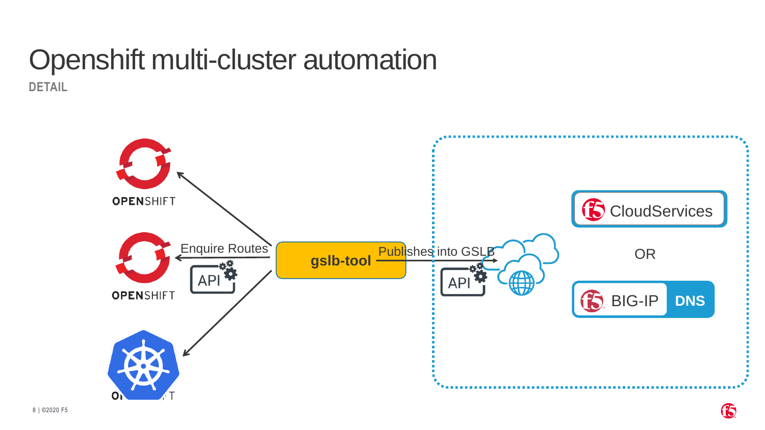# Openshift multi-cluster automation

**DETAIL**

OPENSHIFT

Enquire Routes

API

OPENSHIFT

gslb-tool

Publishes into GSLB

API

CloudServices

OR

BIG-IP DNS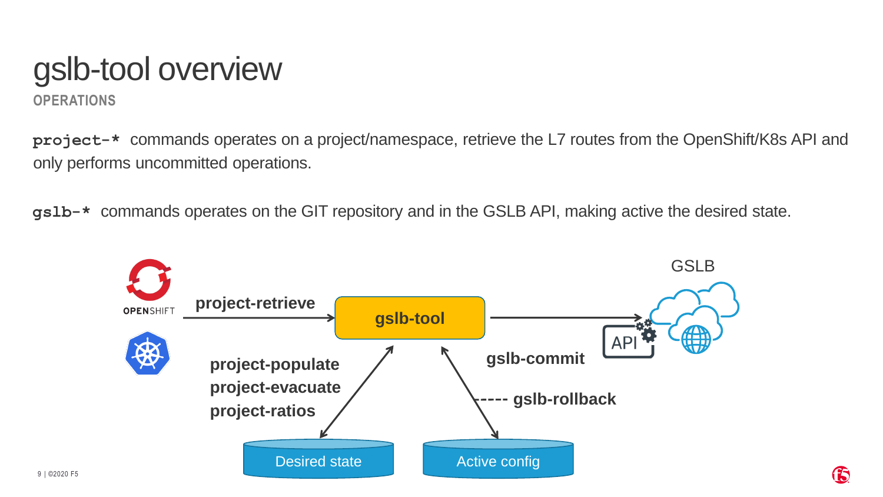# gslb-tool overview

**OPERATIONS**

`project-*` commands operates on a project/namespace, retrieve the L7 routes from the OpenShift/K8s API and only performs uncommitted operations.

`gslb-*` commands operates on the GIT repository and in the GSLB API, making active the desired state.

GSLB

OPENSHIFT

**project-retrieve**

**gslb-tool**

API

**gslb-commit**

**project-populate**

**project-evacuate**

**project-ratios**

**----- gslb-rollback**

Desired state

Active config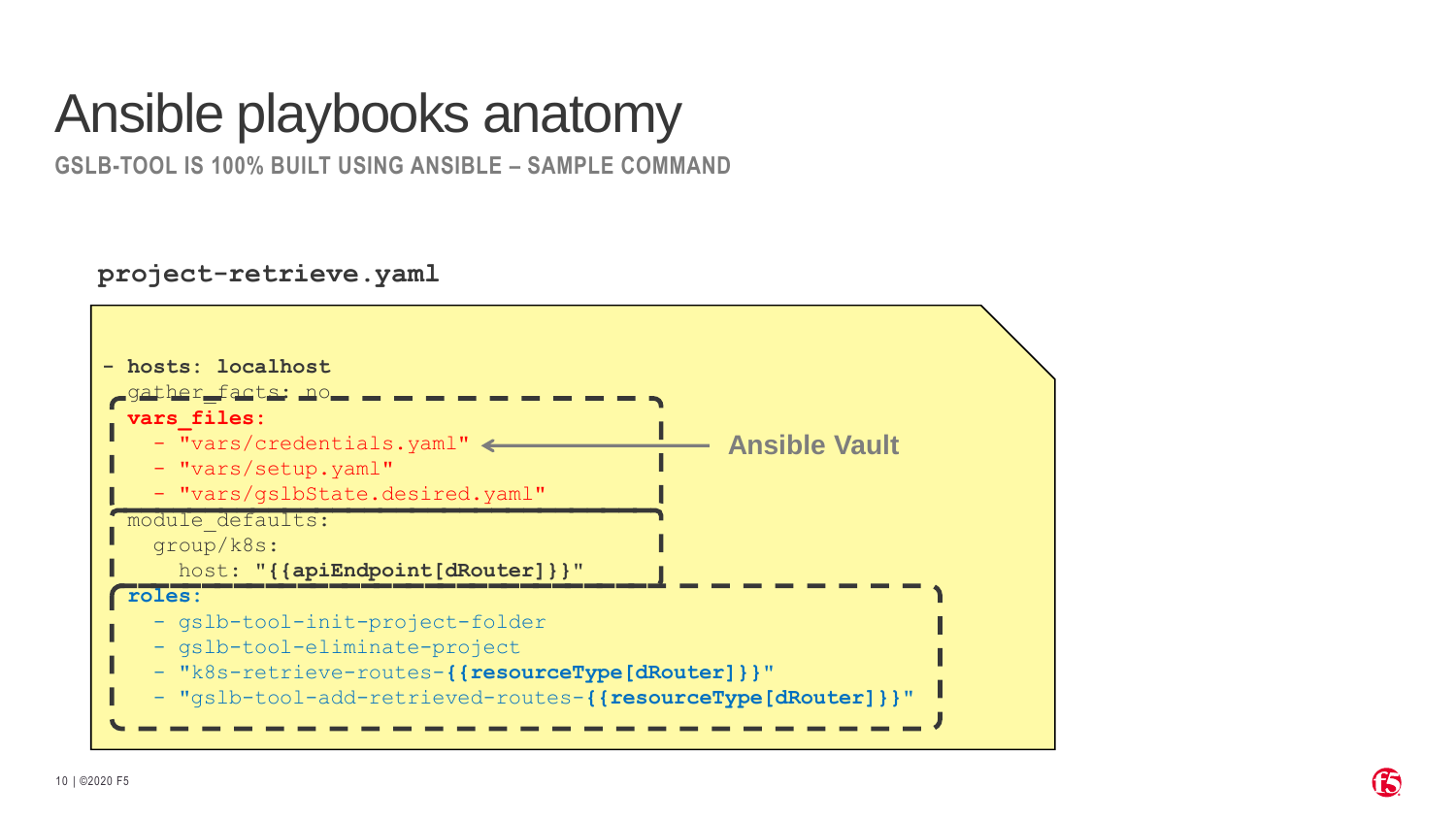# Ansible playbooks anatomy

**GSLB-TOOL IS 100% BUILT USING ANSIBLE – SAMPLE COMMAND**

**project-retrieve.yaml**

```yaml
- hosts: localhost
  gather_facts: no
  vars_files:
    - "vars/credentials.yaml"    # <-- Ansible Vault
    - "vars/setup.yaml"
    - "vars/gslbState.desired.yaml"
  module_defaults:
    group/k8s:
      host: "{{apiEndpoint[dRouter]}}"
  roles:
    - gslb-tool-init-project-folder
    - gslb-tool-eliminate-project
    - "k8s-retrieve-routes-{{resourceType[dRouter]}}"
    - "gslb-tool-add-retrieved-routes-{{resourceType[dRouter]}}"
```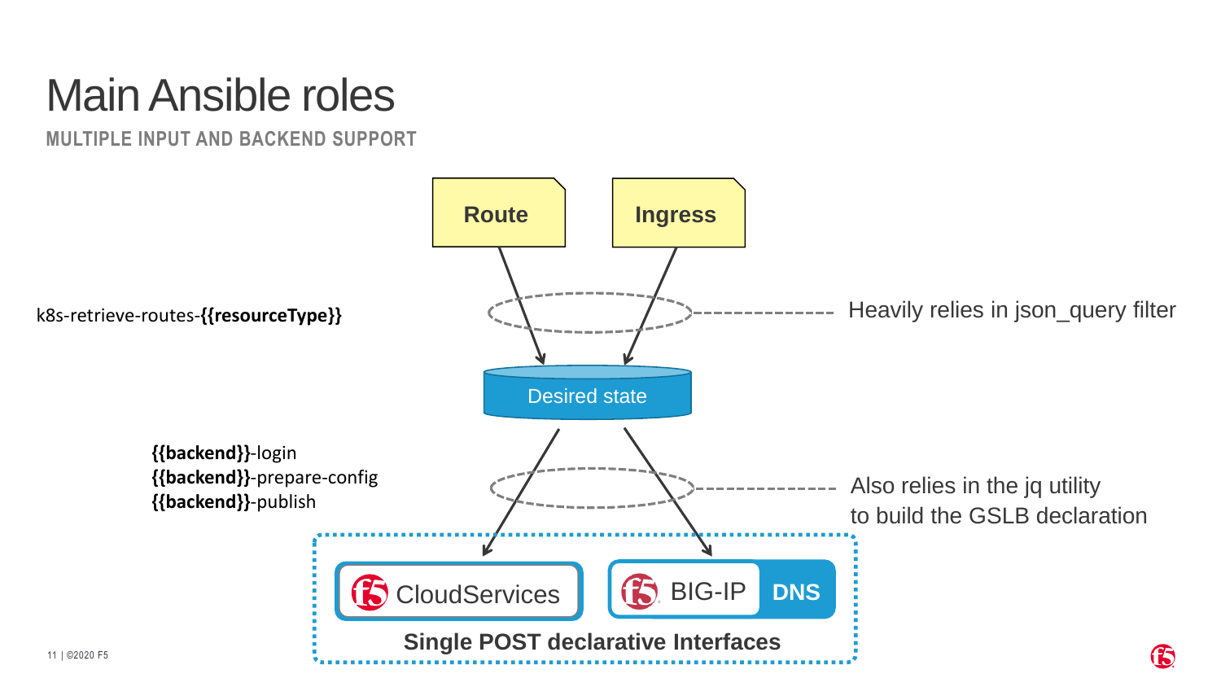# Main Ansible roles

## MULTIPLE INPUT AND BACKEND SUPPORT

Route

Ingress

k8s-retrieve-routes-**{{resourceType}}**

Heavily relies in json_query filter

Desired state

**{{backend}}**-login
**{{backend}}**-prepare-config
**{{backend}}**-publish

Also relies in the jq utility to build the GSLB declaration

CloudServices

BIG-IP DNS

**Single POST declarative Interfaces**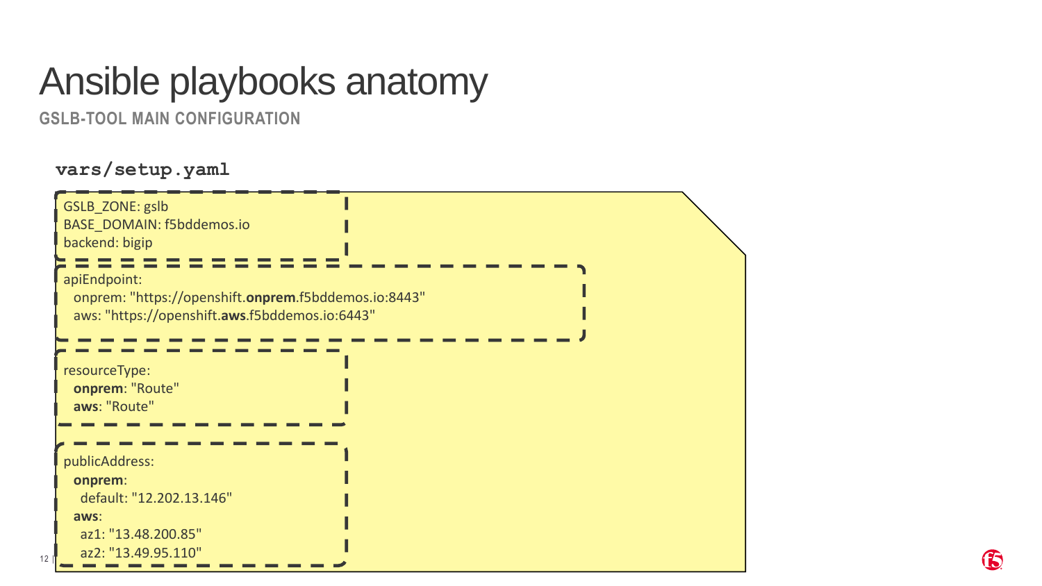# Ansible playbooks anatomy

## GSLB-TOOL MAIN CONFIGURATION

**vars/setup.yaml**

```yaml
GSLB_ZONE: gslb
BASE_DOMAIN: f5bddemos.io
backend: bigip

apiEndpoint:
  onprem: "https://openshift.onprem.f5bddemos.io:8443"
  aws: "https://openshift.aws.f5bddemos.io:6443"

resourceType:
  onprem: "Route"
  aws: "Route"

publicAddress:
  onprem:
    default: "12.202.13.146"
  aws:
    az1: "13.48.200.85"
    az2: "13.49.95.110"
```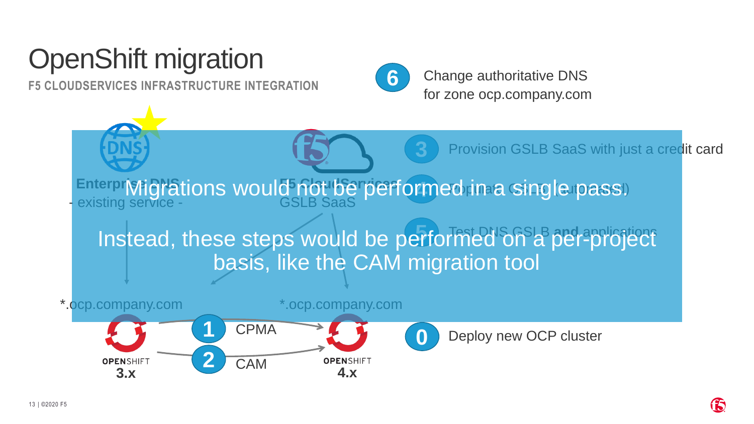# OpenShift migration

**F5 CLOUDSERVICES INFRASTRUCTURE INTEGRATION**

6. Change authoritative DNS for zone ocp.company.com

Enterprise DNS - existing service -

F5 CloudServices GSLB SaaS

3. Provision GSLB SaaS with just a credit card
4. Populate GSLB (automated)
5. Test DNS GSLB and applications

Migrations would not be performed in a single pass.

Instead, these steps would be performed on a per-project basis, like the CAM migration tool

*.ocp.company.com

*.ocp.company.com

1. CPMA
2. CAM

OPENSHIFT **3.x**

OPENSHIFT **4.x**

0. Deploy new OCP cluster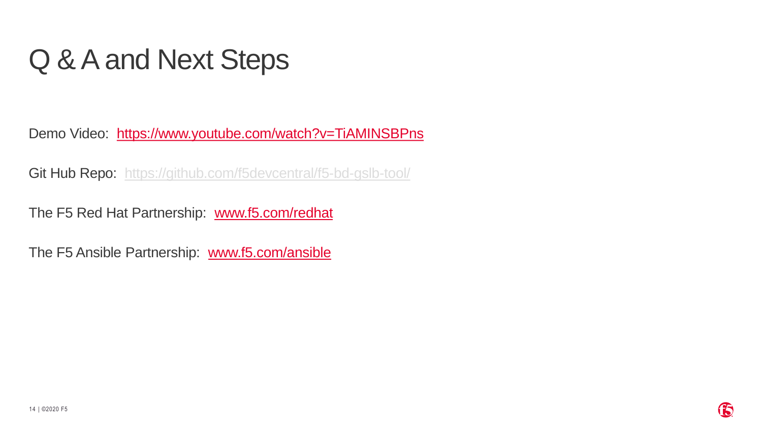# Q & A and Next Steps

Demo Video: https://www.youtube.com/watch?v=TiAMINSBPns

Git Hub Repo: https://github.com/f5devcentral/f5-bd-gslb-tool/

The F5 Red Hat Partnership: www.f5.com/redhat

The F5 Ansible Partnership: www.f5.com/ansible